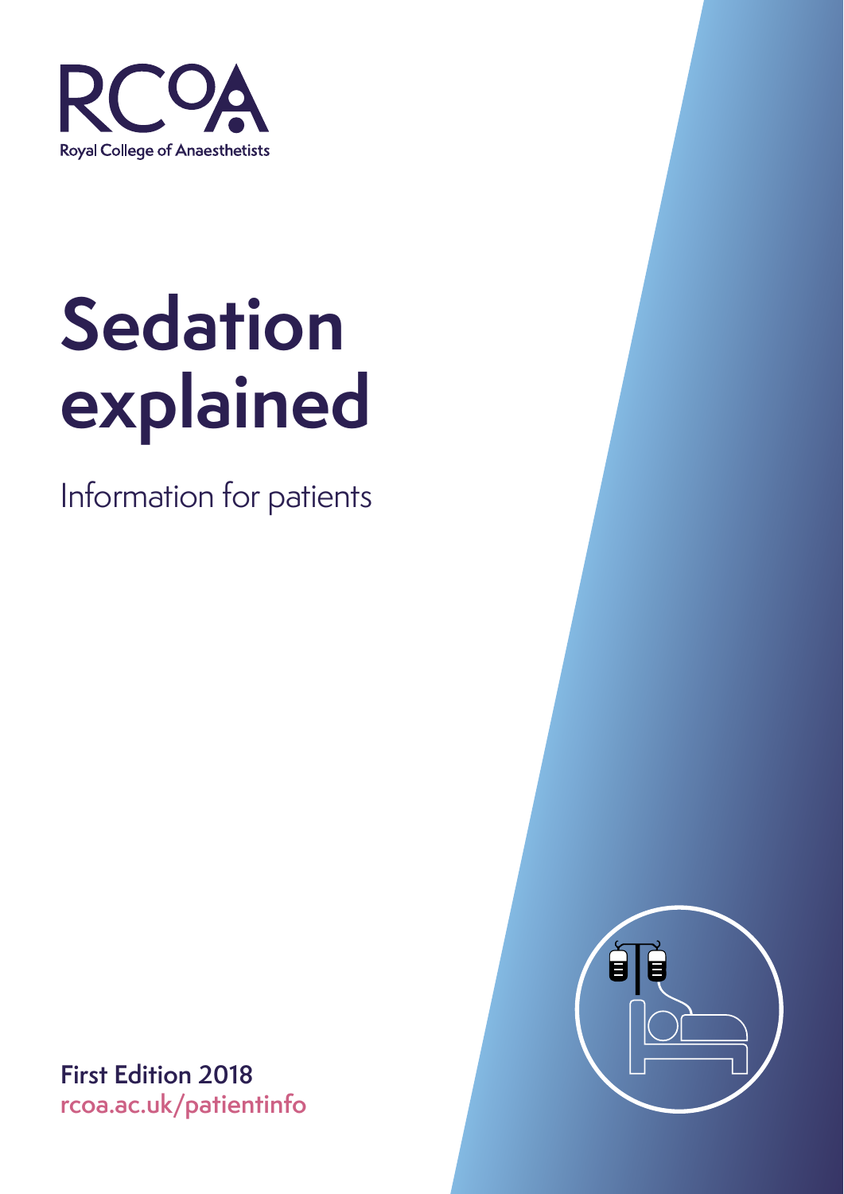RCoA

Royal College of Anaesthetists

# Sedation explained

Information for patients

**First Edition 2018**

rcoa.ac.uk/patientinfo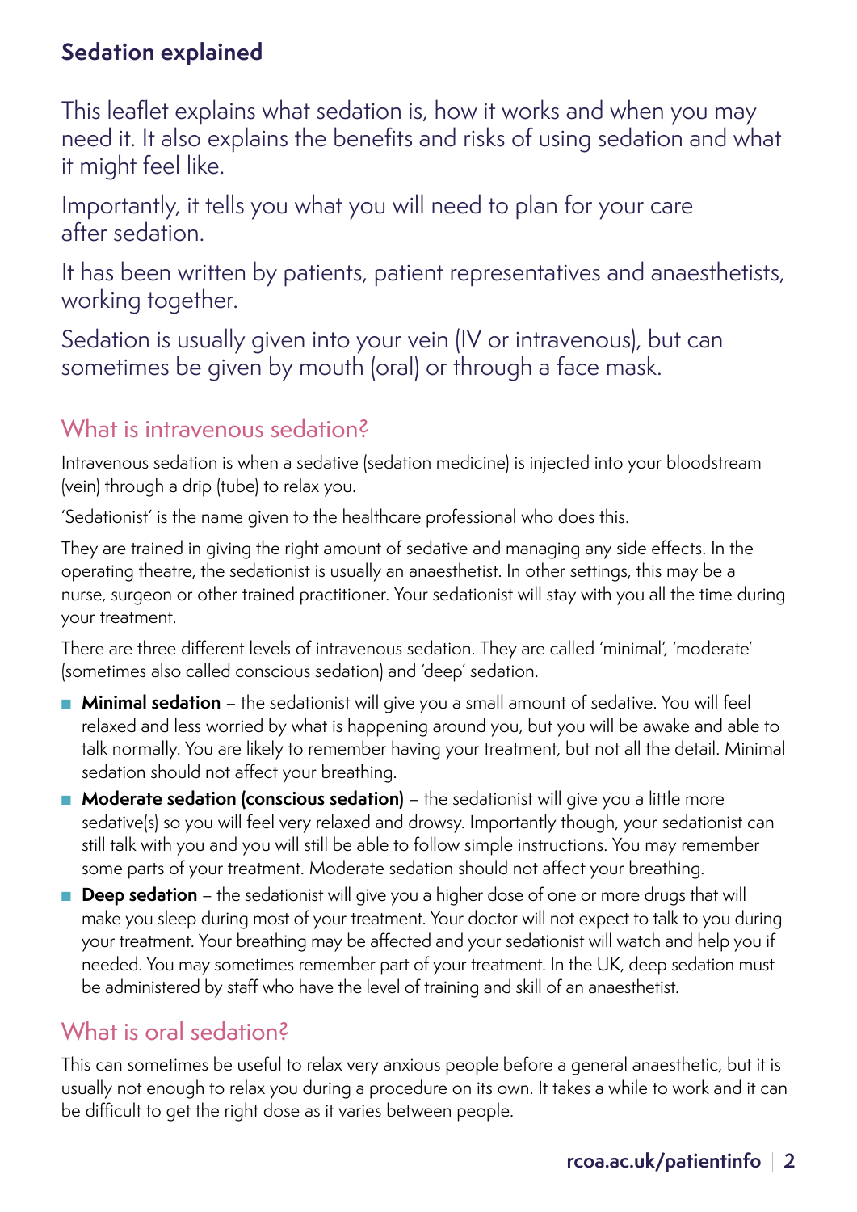## Sedation explained

This leaflet explains what sedation is, how it works and when you may need it. It also explains the benefits and risks of using sedation and what it might feel like.

Importantly, it tells you what you will need to plan for your care after sedation.

It has been written by patients, patient representatives and anaesthetists, working together.

Sedation is usually given into your vein (IV or intravenous), but can sometimes be given by mouth (oral) or through a face mask.

### What is intravenous sedation?

Intravenous sedation is when a sedative (sedation medicine) is injected into your bloodstream (vein) through a drip (tube) to relax you.

'Sedationist' is the name given to the healthcare professional who does this.

They are trained in giving the right amount of sedative and managing any side effects. In the operating theatre, the sedationist is usually an anaesthetist. In other settings, this may be a nurse, surgeon or other trained practitioner. Your sedationist will stay with you all the time during your treatment.

There are three different levels of intravenous sedation. They are called 'minimal', 'moderate' (sometimes also called conscious sedation) and 'deep' sedation.

- **Minimal sedation** – the sedationist will give you a small amount of sedative. You will feel relaxed and less worried by what is happening around you, but you will be awake and able to talk normally. You are likely to remember having your treatment, but not all the detail. Minimal sedation should not affect your breathing.
- **Moderate sedation (conscious sedation)** – the sedationist will give you a little more sedative(s) so you will feel very relaxed and drowsy. Importantly though, your sedationist can still talk with you and you will still be able to follow simple instructions. You may remember some parts of your treatment. Moderate sedation should not affect your breathing.
- **Deep sedation** – the sedationist will give you a higher dose of one or more drugs that will make you sleep during most of your treatment. Your doctor will not expect to talk to you during your treatment. Your breathing may be affected and your sedationist will watch and help you if needed. You may sometimes remember part of your treatment. In the UK, deep sedation must be administered by staff who have the level of training and skill of an anaesthetist.

### What is oral sedation?

This can sometimes be useful to relax very anxious people before a general anaesthetic, but it is usually not enough to relax you during a procedure on its own. It takes a while to work and it can be difficult to get the right dose as it varies between people.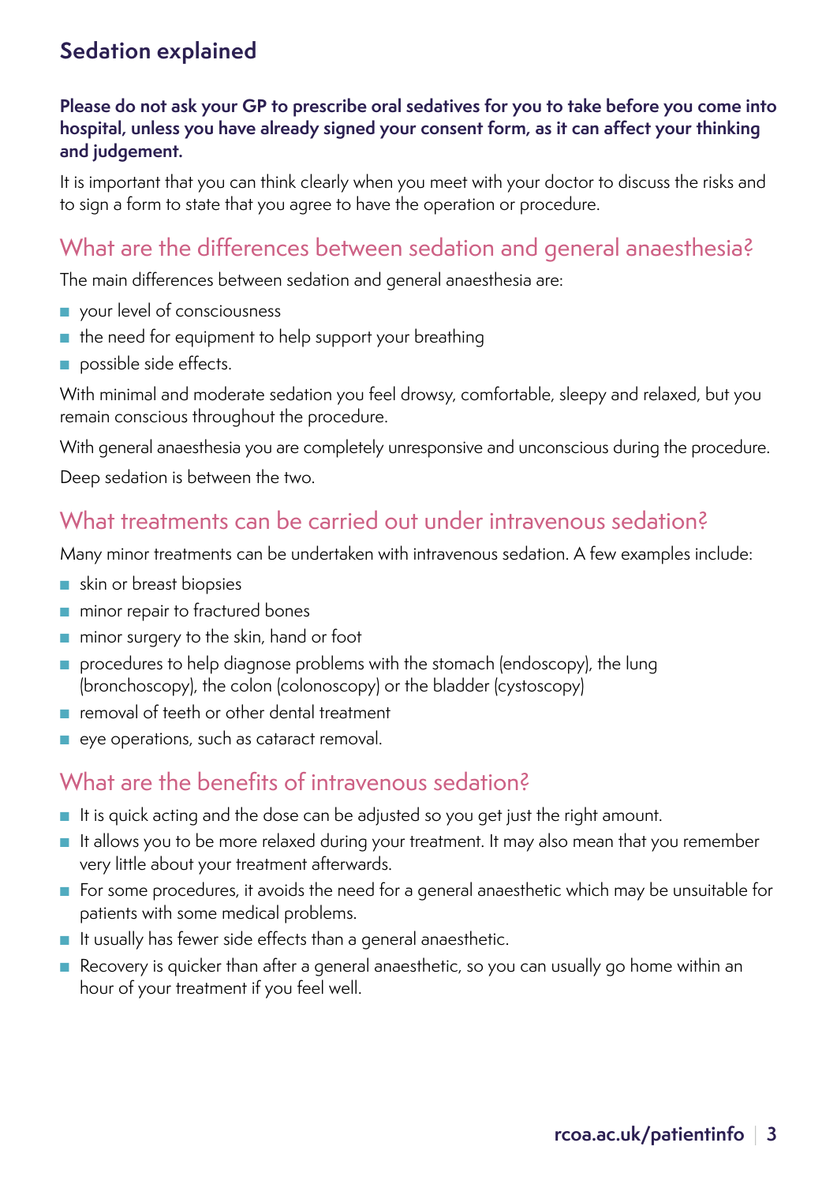## Sedation explained

**Please do not ask your GP to prescribe oral sedatives for you to take before you come into hospital, unless you have already signed your consent form, as it can affect your thinking and judgement.**

It is important that you can think clearly when you meet with your doctor to discuss the risks and to sign a form to state that you agree to have the operation or procedure.

## What are the differences between sedation and general anaesthesia?

The main differences between sedation and general anaesthesia are:

- your level of consciousness
- the need for equipment to help support your breathing
- possible side effects.

With minimal and moderate sedation you feel drowsy, comfortable, sleepy and relaxed, but you remain conscious throughout the procedure.

With general anaesthesia you are completely unresponsive and unconscious during the procedure.

Deep sedation is between the two.

## What treatments can be carried out under intravenous sedation?

Many minor treatments can be undertaken with intravenous sedation. A few examples include:

- skin or breast biopsies
- minor repair to fractured bones
- minor surgery to the skin, hand or foot
- procedures to help diagnose problems with the stomach (endoscopy), the lung (bronchoscopy), the colon (colonoscopy) or the bladder (cystoscopy)
- removal of teeth or other dental treatment
- eye operations, such as cataract removal.

## What are the benefits of intravenous sedation?

- It is quick acting and the dose can be adjusted so you get just the right amount.
- It allows you to be more relaxed during your treatment. It may also mean that you remember very little about your treatment afterwards.
- For some procedures, it avoids the need for a general anaesthetic which may be unsuitable for patients with some medical problems.
- It usually has fewer side effects than a general anaesthetic.
- Recovery is quicker than after a general anaesthetic, so you can usually go home within an hour of your treatment if you feel well.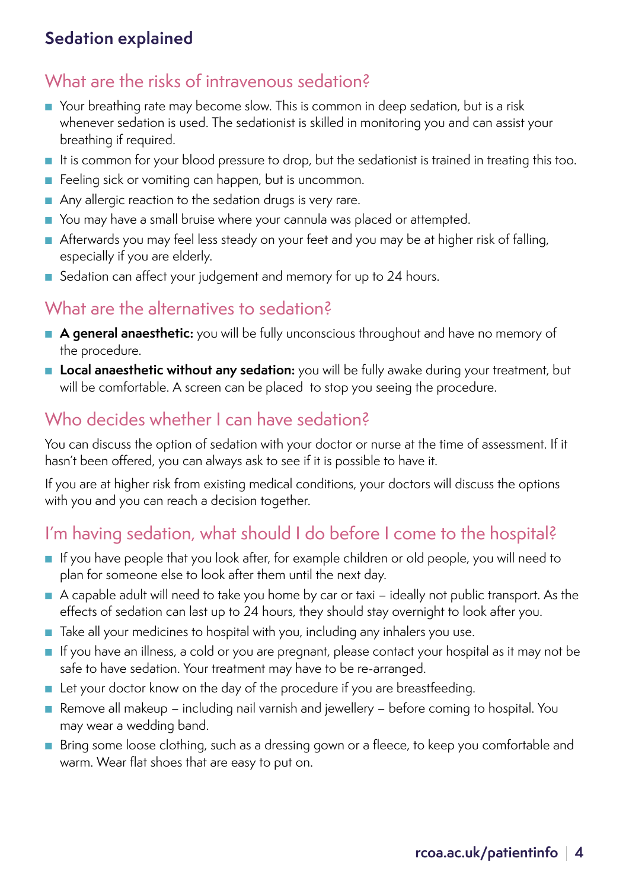## Sedation explained

### What are the risks of intravenous sedation?

- Your breathing rate may become slow. This is common in deep sedation, but is a risk whenever sedation is used. The sedationist is skilled in monitoring you and can assist your breathing if required.
- It is common for your blood pressure to drop, but the sedationist is trained in treating this too.
- Feeling sick or vomiting can happen, but is uncommon.
- Any allergic reaction to the sedation drugs is very rare.
- You may have a small bruise where your cannula was placed or attempted.
- Afterwards you may feel less steady on your feet and you may be at higher risk of falling, especially if you are elderly.
- Sedation can affect your judgement and memory for up to 24 hours.

### What are the alternatives to sedation?

- **A general anaesthetic:** you will be fully unconscious throughout and have no memory of the procedure.
- **Local anaesthetic without any sedation:** you will be fully awake during your treatment, but will be comfortable. A screen can be placed to stop you seeing the procedure.

### Who decides whether I can have sedation?

You can discuss the option of sedation with your doctor or nurse at the time of assessment. If it hasn't been offered, you can always ask to see if it is possible to have it.

If you are at higher risk from existing medical conditions, your doctors will discuss the options with you and you can reach a decision together.

### I'm having sedation, what should I do before I come to the hospital?

- If you have people that you look after, for example children or old people, you will need to plan for someone else to look after them until the next day.
- A capable adult will need to take you home by car or taxi – ideally not public transport. As the effects of sedation can last up to 24 hours, they should stay overnight to look after you.
- Take all your medicines to hospital with you, including any inhalers you use.
- If you have an illness, a cold or you are pregnant, please contact your hospital as it may not be safe to have sedation. Your treatment may have to be re-arranged.
- Let your doctor know on the day of the procedure if you are breastfeeding.
- Remove all makeup – including nail varnish and jewellery – before coming to hospital. You may wear a wedding band.
- Bring some loose clothing, such as a dressing gown or a fleece, to keep you comfortable and warm. Wear flat shoes that are easy to put on.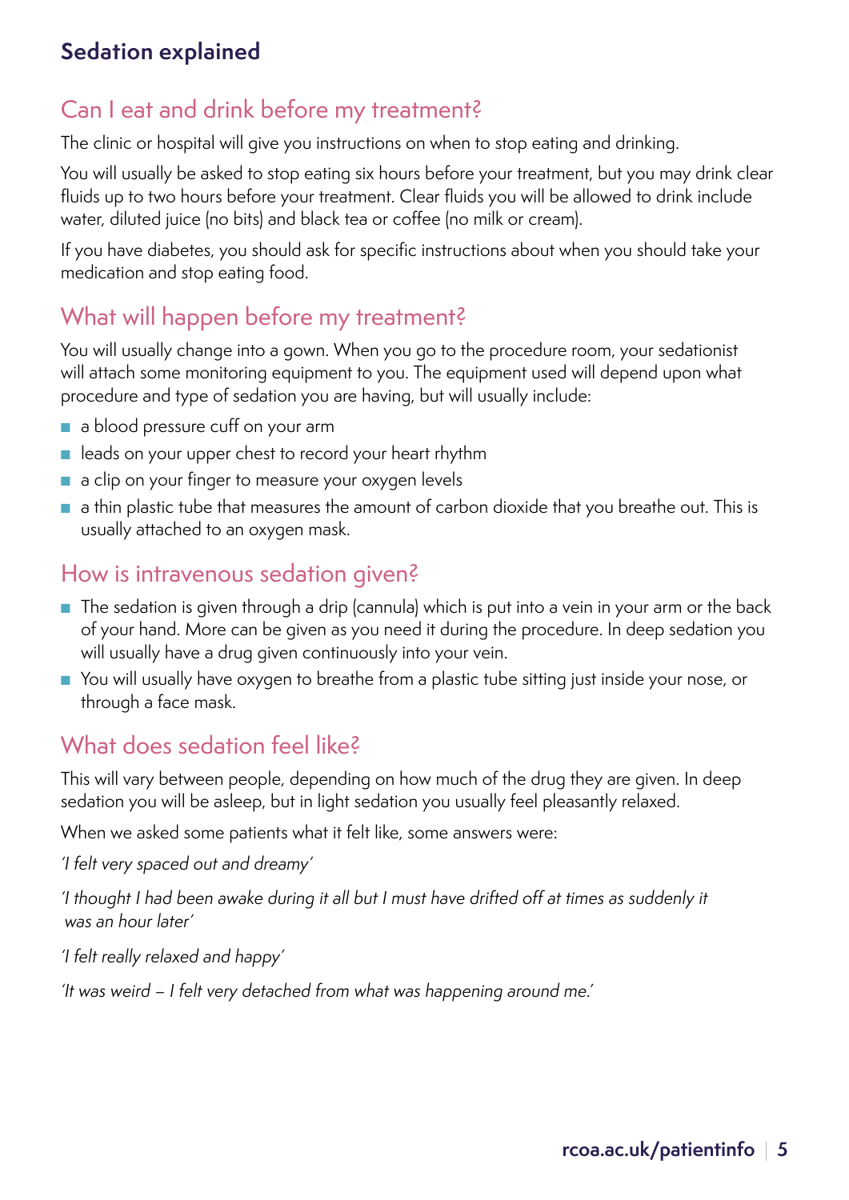## Sedation explained

### Can I eat and drink before my treatment?

The clinic or hospital will give you instructions on when to stop eating and drinking.

You will usually be asked to stop eating six hours before your treatment, but you may drink clear fluids up to two hours before your treatment. Clear fluids you will be allowed to drink include water, diluted juice (no bits) and black tea or coffee (no milk or cream).

If you have diabetes, you should ask for specific instructions about when you should take your medication and stop eating food.

### What will happen before my treatment?

You will usually change into a gown. When you go to the procedure room, your sedationist will attach some monitoring equipment to you. The equipment used will depend upon what procedure and type of sedation you are having, but will usually include:

- a blood pressure cuff on your arm
- leads on your upper chest to record your heart rhythm
- a clip on your finger to measure your oxygen levels
- a thin plastic tube that measures the amount of carbon dioxide that you breathe out. This is usually attached to an oxygen mask.

### How is intravenous sedation given?

- The sedation is given through a drip (cannula) which is put into a vein in your arm or the back of your hand. More can be given as you need it during the procedure. In deep sedation you will usually have a drug given continuously into your vein.
- You will usually have oxygen to breathe from a plastic tube sitting just inside your nose, or through a face mask.

### What does sedation feel like?

This will vary between people, depending on how much of the drug they are given. In deep sedation you will be asleep, but in light sedation you usually feel pleasantly relaxed.

When we asked some patients what it felt like, some answers were:

*'I felt very spaced out and dreamy'*

*'I thought I had been awake during it all but I must have drifted off at times as suddenly it was an hour later'*

*'I felt really relaxed and happy'*

*'It was weird – I felt very detached from what was happening around me.'*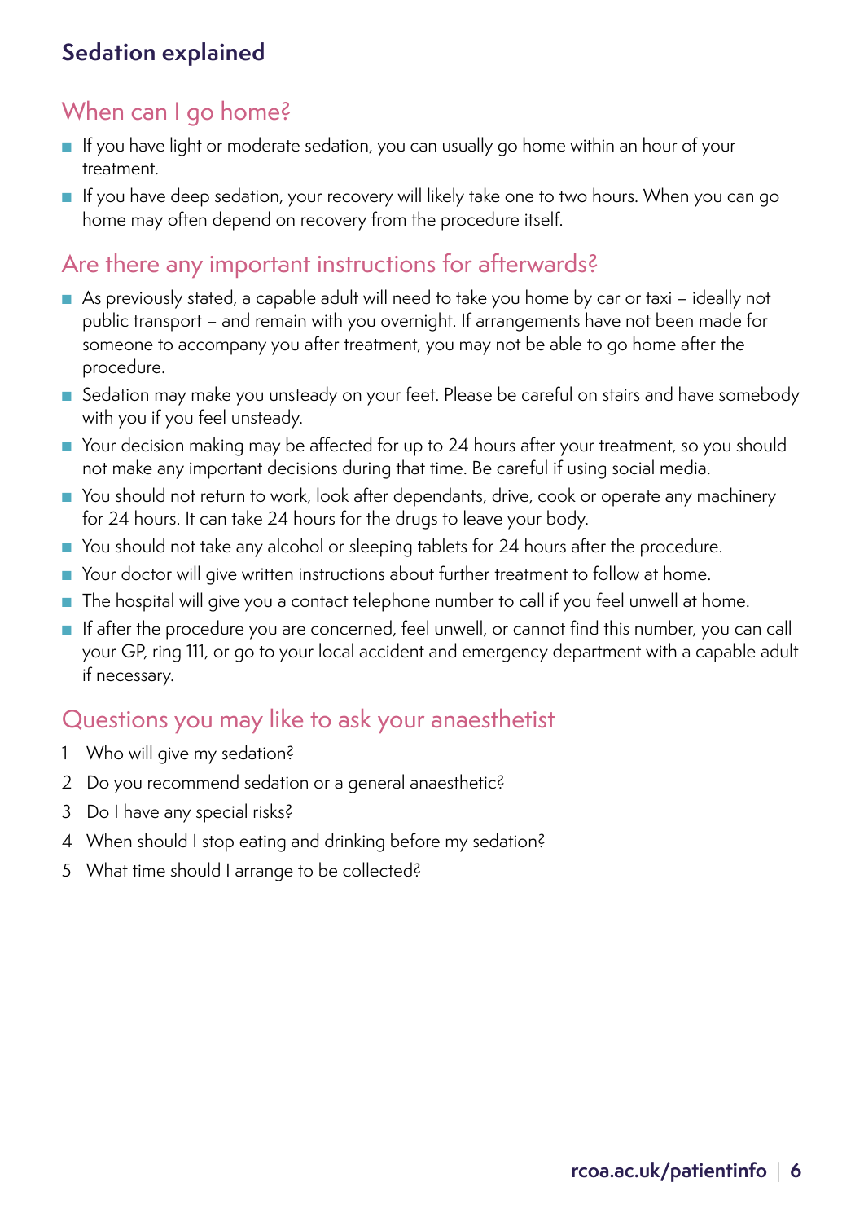## When can I go home?

- If you have light or moderate sedation, you can usually go home within an hour of your treatment.
- If you have deep sedation, your recovery will likely take one to two hours. When you can go home may often depend on recovery from the procedure itself.

## Are there any important instructions for afterwards?

- As previously stated, a capable adult will need to take you home by car or taxi – ideally not public transport – and remain with you overnight. If arrangements have not been made for someone to accompany you after treatment, you may not be able to go home after the procedure.
- Sedation may make you unsteady on your feet. Please be careful on stairs and have somebody with you if you feel unsteady.
- Your decision making may be affected for up to 24 hours after your treatment, so you should not make any important decisions during that time. Be careful if using social media.
- You should not return to work, look after dependants, drive, cook or operate any machinery for 24 hours. It can take 24 hours for the drugs to leave your body.
- You should not take any alcohol or sleeping tablets for 24 hours after the procedure.
- Your doctor will give written instructions about further treatment to follow at home.
- The hospital will give you a contact telephone number to call if you feel unwell at home.
- If after the procedure you are concerned, feel unwell, or cannot find this number, you can call your GP, ring 111, or go to your local accident and emergency department with a capable adult if necessary.

## Questions you may like to ask your anaesthetist

1. Who will give my sedation?
2. Do you recommend sedation or a general anaesthetic?
3. Do I have any special risks?
4. When should I stop eating and drinking before my sedation?
5. What time should I arrange to be collected?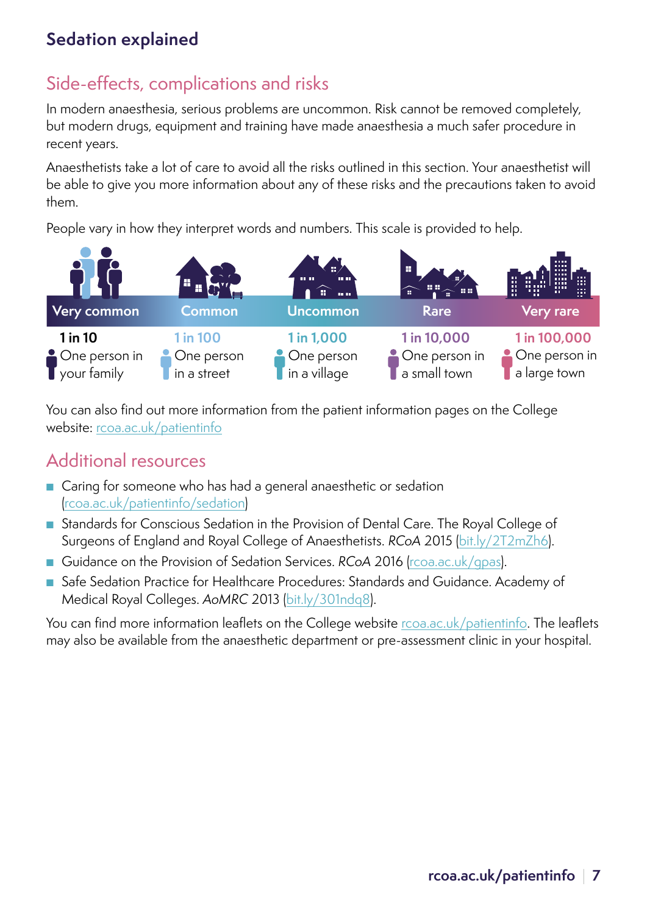## Sedation explained

### Side-effects, complications and risks

In modern anaesthesia, serious problems are uncommon. Risk cannot be removed completely, but modern drugs, equipment and training have made anaesthesia a much safer procedure in recent years.

Anaesthetists take a lot of care to avoid all the risks outlined in this section. Your anaesthetist will be able to give you more information about any of these risks and the precautions taken to avoid them.

People vary in how they interpret words and numbers. This scale is provided to help.

| Very common | Common | Uncommon | Rare | Very rare |
|---|---|---|---|---|
| 1 in 10 | 1 in 100 | 1 in 1,000 | 1 in 10,000 | 1 in 100,000 |
| One person in your family | One person in a street | One person in a village | One person in a small town | One person in a large town |

You can also find out more information from the patient information pages on the College website: rcoa.ac.uk/patientinfo

### Additional resources

- Caring for someone who has had a general anaesthetic or sedation (rcoa.ac.uk/patientinfo/sedation)
- Standards for Conscious Sedation in the Provision of Dental Care. The Royal College of Surgeons of England and Royal College of Anaesthetists. *RCoA* 2015 (bit.ly/2T2mZh6).
- Guidance on the Provision of Sedation Services. *RCoA* 2016 (rcoa.ac.uk/gpas).
- Safe Sedation Practice for Healthcare Procedures: Standards and Guidance. Academy of Medical Royal Colleges. *AoMRC* 2013 (bit.ly/301ndq8).

You can find more information leaflets on the College website rcoa.ac.uk/patientinfo. The leaflets may also be available from the anaesthetic department or pre-assessment clinic in your hospital.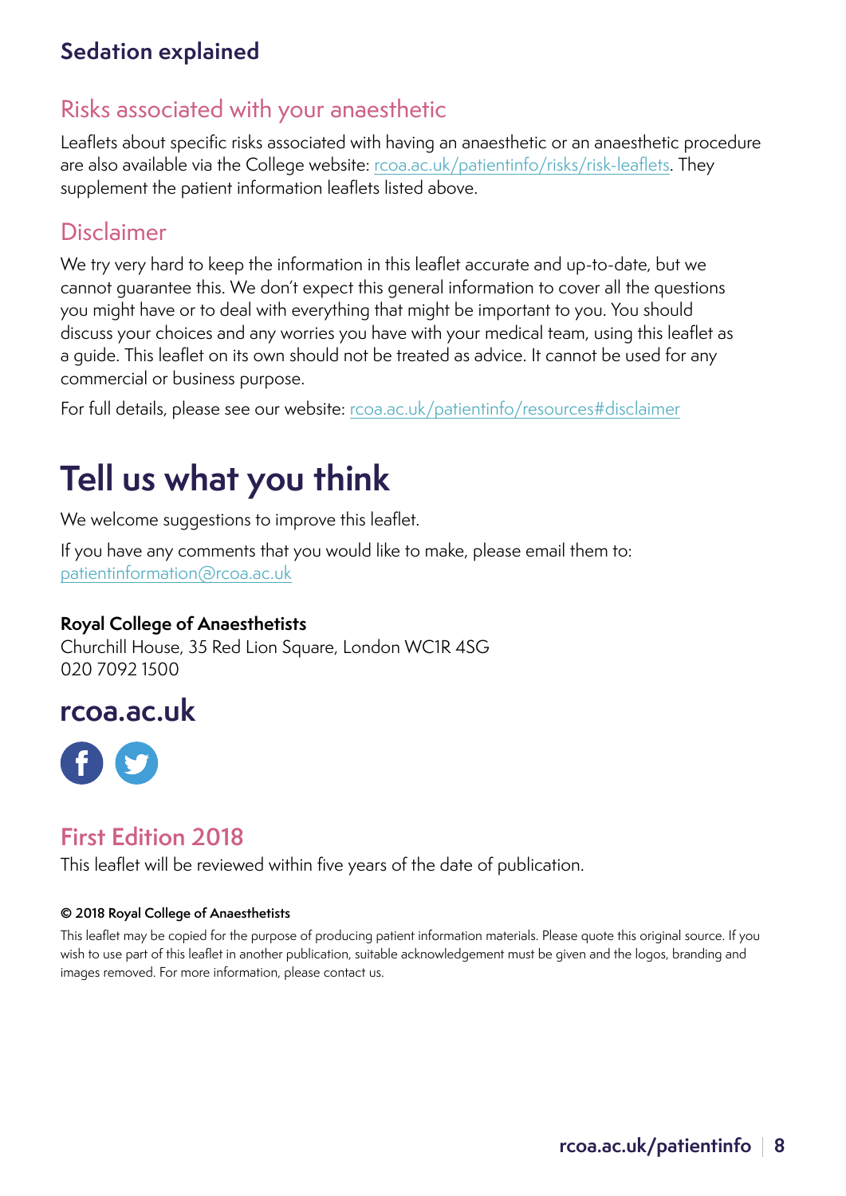## Risks associated with your anaesthetic

Leaflets about specific risks associated with having an anaesthetic or an anaesthetic procedure are also available via the College website: rcoa.ac.uk/patientinfo/risks/risk-leaflets. They supplement the patient information leaflets listed above.

## Disclaimer

We try very hard to keep the information in this leaflet accurate and up-to-date, but we cannot guarantee this. We don't expect this general information to cover all the questions you might have or to deal with everything that might be important to you. You should discuss your choices and any worries you have with your medical team, using this leaflet as a guide. This leaflet on its own should not be treated as advice. It cannot be used for any commercial or business purpose.

For full details, please see our website: rcoa.ac.uk/patientinfo/resources#disclaimer

# Tell us what you think

We welcome suggestions to improve this leaflet.

If you have any comments that you would like to make, please email them to: patientinformation@rcoa.ac.uk

**Royal College of Anaesthetists**
Churchill House, 35 Red Lion Square, London WC1R 4SG
020 7092 1500

## rcoa.ac.uk

## First Edition 2018

This leaflet will be reviewed within five years of the date of publication.

**© 2018 Royal College of Anaesthetists**

This leaflet may be copied for the purpose of producing patient information materials. Please quote this original source. If you wish to use part of this leaflet in another publication, suitable acknowledgement must be given and the logos, branding and images removed. For more information, please contact us.